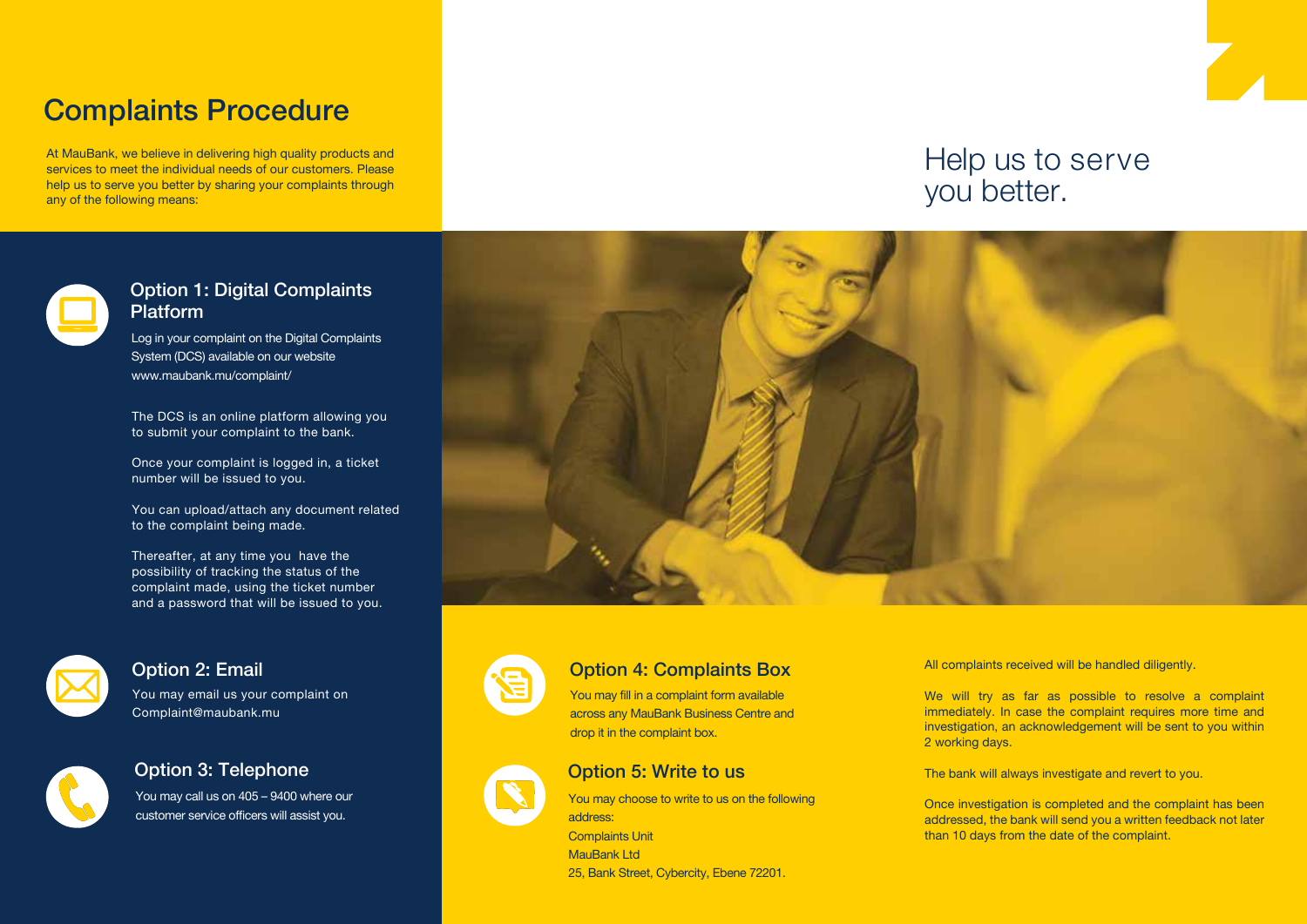# Complaints Procedure

At MauBank, we believe in delivering high quality products and services to meet the individual needs of our customers. Please help us to serve you better by sharing your complaints through any of the following means:

## Help us to serve you better.

### Option 1: Digital Complaints Platform

Log in your complaint on the Digital Complaints System (DCS) available on our website www.maubank.mu/complaint/

The DCS is an online platform allowing you to submit your complaint to the bank.

Once your complaint is logged in, a ticket number will be issued to you.

You can upload/attach any document related to the complaint being made.

Thereafter, at any time you have the possibility of tracking the status of the complaint made, using the ticket number and a password that will be issued to you.

### Option 2: Email

You may email us your complaint on Complaint@maubank.mu

### Option 3: Telephone

You may call us on 405 – 9400 where our customer service officers will assist you.

### Option 4: Complaints Box

You may fill in a complaint form available across any MauBank Business Centre and drop it in the complaint box.

### Option 5: Write to us

You may choose to write to us on the following address:
Complaints Unit
MauBank Ltd
25, Bank Street, Cybercity, Ebene 72201.

All complaints received will be handled diligently.

We will try as far as possible to resolve a complaint immediately. In case the complaint requires more time and investigation, an acknowledgement will be sent to you within 2 working days.

The bank will always investigate and revert to you.

Once investigation is completed and the complaint has been addressed, the bank will send you a written feedback not later than 10 days from the date of the complaint.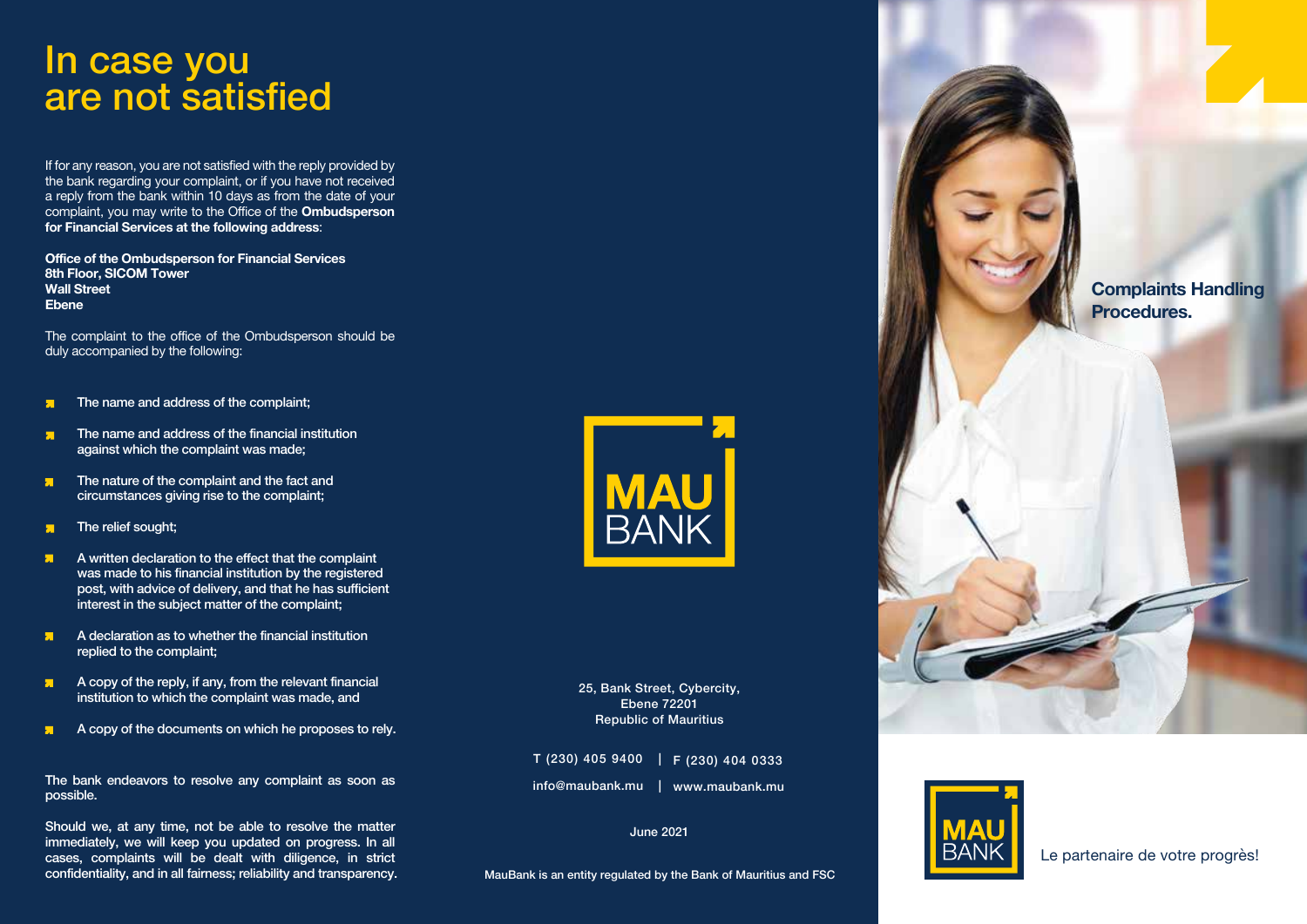# In case you are not satisfied

If for any reason, you are not satisfied with the reply provided by the bank regarding your complaint, or if you have not received a reply from the bank within 10 days as from the date of your complaint, you may write to the Office of the **Ombudsperson for Financial Services at the following address**:

**Office of the Ombudsperson for Financial Services**
**8th Floor, SICOM Tower**
**Wall Street**
**Ebene**

The complaint to the office of the Ombudsperson should be duly accompanied by the following:

- The name and address of the complaint;
- The name and address of the financial institution against which the complaint was made;
- The nature of the complaint and the fact and circumstances giving rise to the complaint;
- The relief sought;
- A written declaration to the effect that the complaint was made to his financial institution by the registered post, with advice of delivery, and that he has sufficient interest in the subject matter of the complaint;
- A declaration as to whether the financial institution replied to the complaint;
- A copy of the reply, if any, from the relevant financial institution to which the complaint was made, and
- A copy of the documents on which he proposes to rely.

The bank endeavors to resolve any complaint as soon as possible.

Should we, at any time, not be able to resolve the matter immediately, we will keep you updated on progress. In all cases, complaints will be dealt with diligence, in strict confidentiality, and in all fairness; reliability and transparency.

MAU BANK

25, Bank Street, Cybercity,
Ebene 72201
Republic of Mauritius

T (230) 405 9400 | F (230) 404 0333

info@maubank.mu | www.maubank.mu

June 2021

MauBank is an entity regulated by the Bank of Mauritius and FSC

## Complaints Handling Procedures.

MAU BANK

Le partenaire de votre progrès!